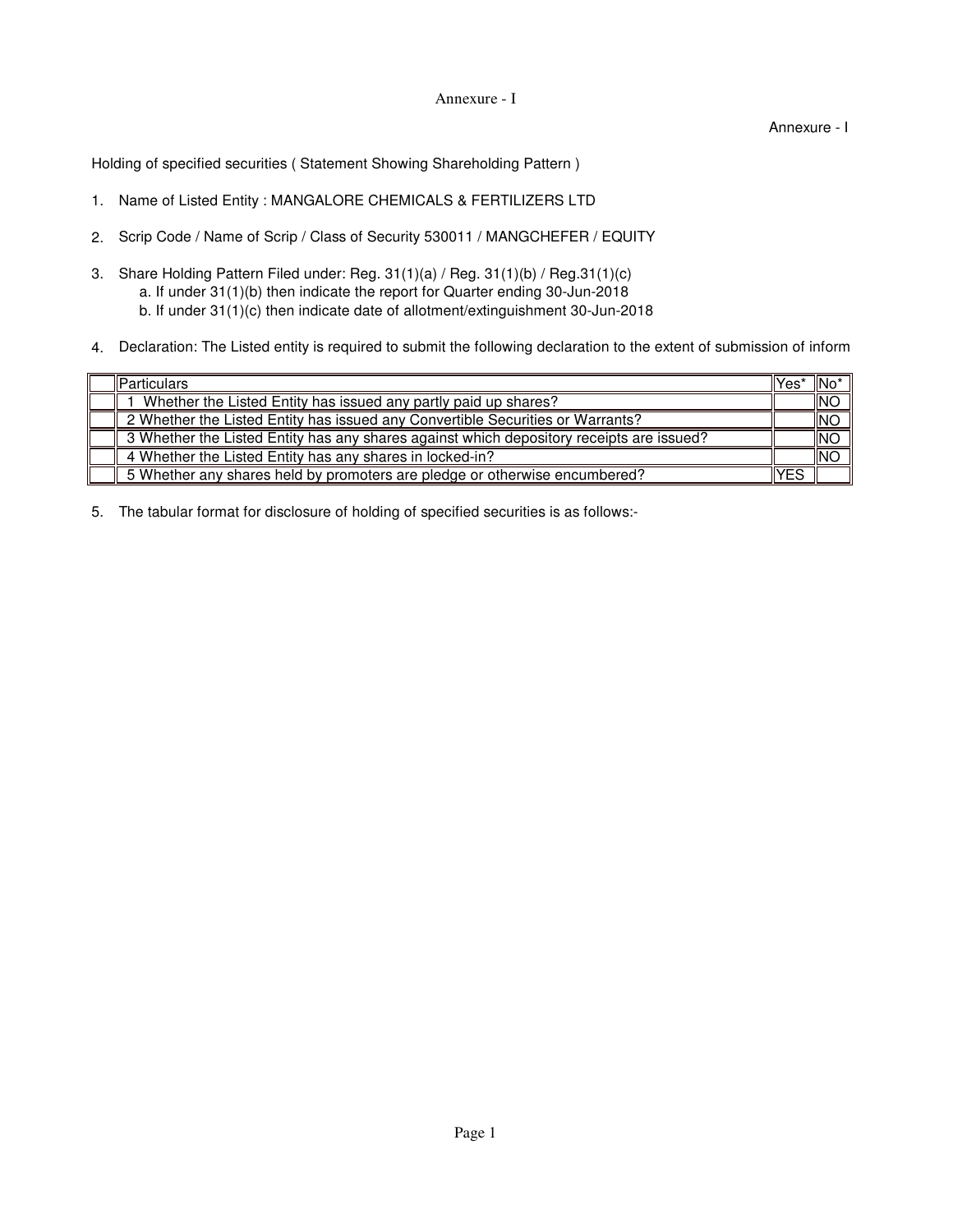Annexure - I

Annexure - I

Holding of specified securities ( Statement Showing Shareholding Pattern )

1. Name of Listed Entity : MANGALORE CHEMICALS & FERTILIZERS LTD

2. Scrip Code / Name of Scrip / Class of Security 530011 / MANGCHEFER / EQUITY

3. Share Holding Pattern Filed under: Reg. 31(1)(a) / Reg. 31(1)(b) / Reg.31(1)(c)
   a. If under 31(1)(b) then indicate the report for Quarter ending 30-Jun-2018
   b. If under 31(1)(c) then indicate date of allotment/extinguishment 30-Jun-2018

4. Declaration: The Listed entity is required to submit the following declaration to the extent of submission of inform

| | Particulars | Yes* | No* |
|---|---|---|---|
| | 1 Whether the Listed Entity has issued any partly paid up shares? | | NO |
| | 2 Whether the Listed Entity has issued any Convertible Securities or Warrants? | | NO |
| | 3 Whether the Listed Entity has any shares against which depository receipts are issued? | | NO |
| | 4 Whether the Listed Entity has any shares in locked-in? | | NO |
| | 5 Whether any shares held by promoters are pledge or otherwise encumbered? | YES | |

5. The tabular format for disclosure of holding of specified securities is as follows:-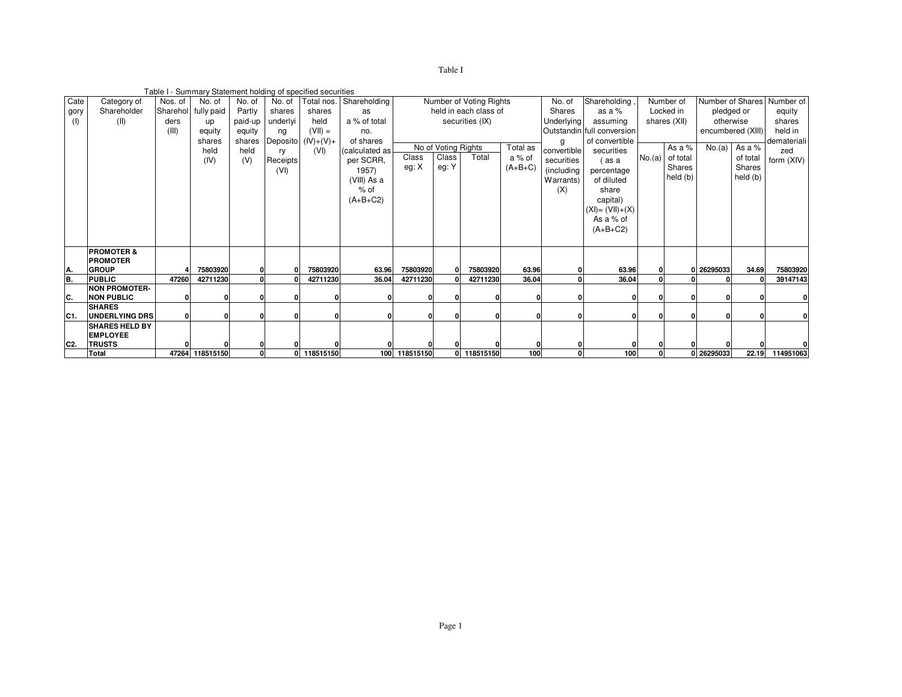Table I

Table I - Summary Statement holding of specified securities

| Category (I) | Category of Shareholder (II) | Nos. of Shareholders (III) | No. of fully paid up equity shares held (IV) | No. of Partly paid-up equity shares held (V) | No. of shares underlying Depository Receipts (VI) | Total nos. shares held (VII) = (IV)+(V)+ (VI) | Shareholding as a % of total no. of shares (calculated as per SCRR, 1957) (VIII) As a % of (A+B+C2) | Number of Voting Rights held in each class of securities (IX) | | | | No. of Shares Underlying Outstanding convertible securities (including Warrants) (X) | Shareholding , as a % assuming full conversion of convertible securities ( as a percentage of diluted share capital) (XI)= (VII)+(X) As a % of (A+B+C2) | Number of Locked in shares (XII) | | Number of Shares pledged or otherwise encumbered (XIII) | | Number of equity shares held in dematerialized form (XIV) |
|---|---|---|---|---|---|---|---|---|---|---|---|---|---|---|---|---|---|---|
| | | | | | | | | No of Voting Rights | | | Total as a % of (A+B+C) | | | No.(a) | As a % of total Shares held (b) | No.(a) | As a % of total Shares held (b) | |
| | | | | | | | | Class eg: X | Class eg: Y | Total | | | | | | | | |
| A. | PROMOTER & PROMOTER GROUP | 4 | 75803920 | 0 | 0 | 75803920 | 63.96 | 75803920 | 0 | 75803920 | 63.96 | 0 | 63.96 | 0 | 0 | 26295033 | 34.69 | 75803920 |
| B. | PUBLIC | 47260 | 42711230 | 0 | 0 | 42711230 | 36.04 | 42711230 | 0 | 42711230 | 36.04 | 0 | 36.04 | 0 | 0 | 0 | 0 | 39147143 |
| C. | NON PROMOTER-NON PUBLIC | 0 | 0 | 0 | 0 | 0 | 0 | 0 | 0 | 0 | 0 | 0 | 0 | 0 | 0 | 0 | 0 | 0 |
| C1. | SHARES UNDERLYING DRS | 0 | 0 | 0 | 0 | 0 | 0 | 0 | 0 | 0 | 0 | 0 | 0 | 0 | 0 | 0 | 0 | 0 |
| C2. | SHARES HELD BY EMPLOYEE TRUSTS | 0 | 0 | 0 | 0 | 0 | 0 | 0 | 0 | 0 | 0 | 0 | 0 | 0 | 0 | 0 | 0 | 0 |
| | Total | 47264 | 118515150 | 0 | 0 | 118515150 | 100 | 118515150 | 0 | 118515150 | 100 | 0 | 100 | 0 | 0 | 26295033 | 22.19 | 114951063 |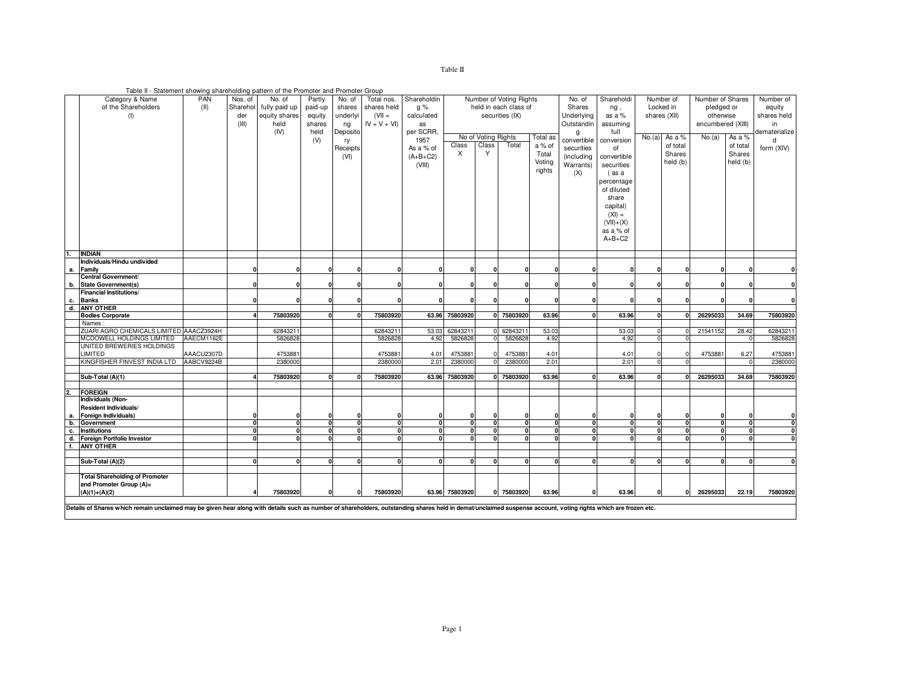Table II

Table II - Statement showing shareholding pattern of the Promoter and Promoter Group

| | Category & Name of the Shareholders (I) | PAN (II) | Nos. of Shareholder (III) | No. of fully paid up equity shares held (IV) | Partly paid-up equity shares held (V) | No. of shares underlying Depository Receipts (VI) | Total nos. shares held (VII = IV + V + VI) | Shareholding % calculated as per SCRR, 1957 As a % of (A+B+C2) (VIII) | Number of Voting Rights held in each class of securities (IX) | | | | No. of Shares Underlying Outstanding convertible securities (including Warrants) (X) | Shareholding , as a % assuming full conversion of convertible securities ( as a percentage of diluted share capital) (XI) = (VII)+(X) as a % of A+B+C2 | Number of Locked in shares (XII) | | Number of Shares pledged or otherwise encumbered (XIII) | | Number of equity shares held in dematerialized form (XIV) |
|---|---|---|---|---|---|---|---|---|---|---|---|---|---|---|---|---|---|---|---|
| | | | | | | | | | No of Voting Rights | | | Total as a % of Total Voting rights | | | No.(a) | As a % of total Shares held (b) | No.(a) | As a % of total Shares held (b) | |
| | | | | | | | | | Class X | Class Y | Total | | | | | | | | |
| **1.** | **INDIAN** | | | | | | | | | | | | | | | | | | |
| **a.** | **Individuals/Hindu undivided Family** | | 0 | 0 | 0 | 0 | 0 | 0 | 0 | 0 | 0 | 0 | 0 | 0 | 0 | 0 | 0 | 0 | 0 |
| **b.** | **Central Government/ State Government(s)** | | 0 | 0 | 0 | 0 | 0 | 0 | 0 | 0 | 0 | 0 | 0 | 0 | 0 | 0 | 0 | 0 | 0 |
| **c.** | **Financial Institutions/ Banks** | | 0 | 0 | 0 | 0 | 0 | 0 | 0 | 0 | 0 | 0 | 0 | 0 | 0 | 0 | 0 | 0 | 0 |
| **d.** | **ANY OTHER** | | | | | | | | | | | | | | | | | | |
| | **Bodies Corporate** | | 4 | 75803920 | 0 | 0 | 75803920 | 63.96 | 75803920 | 0 | 75803920 | 63.96 | 0 | 63.96 | 0 | 0 | 26295033 | 34.69 | 75803920 |
| | Names : | | | | | | | | | | | | | | | | | | |
| | ZUARI AGRO CHEMICALS LIMITED | AAACZ3924H | | 62843211 | | | 62843211 | 53.03 | 62843211 | 0 | 62843211 | 53.03 | | 53.03 | 0 | 0 | 21541152 | 28.42 | 62843211 |
| | MCDOWELL HOLDINGS LIMITED | AAECM1162E | | 5826828 | | | 5826828 | 4.92 | 5826828 | 0 | 5826828 | 4.92 | | 4.92 | 0 | 0 | | 0 | 5826828 |
| | UNITED BREWERIES HOLDINGS LIMITED | AAACU2307D | | 4753881 | | | 4753881 | 4.01 | 4753881 | 0 | 4753881 | 4.01 | | 4.01 | 0 | 0 | 4753881 | 6.27 | 4753881 |
| | KINGFISHER FINVEST INDIA LTD | AABCV9224B | | 2380000 | | | 2380000 | 2.01 | 2380000 | 0 | 2380000 | 2.01 | | 2.01 | 0 | 0 | | 0 | 2380000 |
| | **Sub-Total (A)(1)** | | 4 | 75803920 | 0 | 0 | 75803920 | 63.96 | 75803920 | 0 | 75803920 | 63.96 | 0 | 63.96 | 0 | 0 | 26295033 | 34.69 | 75803920 |
| **2.** | **FOREIGN** | | | | | | | | | | | | | | | | | | |
| **a.** | **Individuals (Non-Resident Individuals/ Foreign Individuals)** | | 0 | 0 | 0 | 0 | 0 | 0 | 0 | 0 | 0 | 0 | 0 | 0 | 0 | 0 | 0 | 0 | 0 |
| **b.** | **Government** | | 0 | 0 | 0 | 0 | 0 | 0 | 0 | 0 | 0 | 0 | 0 | 0 | 0 | 0 | 0 | 0 | 0 |
| **c.** | **Institutions** | | 0 | 0 | 0 | 0 | 0 | 0 | 0 | 0 | 0 | 0 | 0 | 0 | 0 | 0 | 0 | 0 | 0 |
| **d.** | **Foreign Portfolio Investor** | | 0 | 0 | 0 | 0 | 0 | 0 | 0 | 0 | 0 | 0 | 0 | 0 | 0 | 0 | 0 | 0 | 0 |
| **f.** | **ANY OTHER** | | | | | | | | | | | | | | | | | | |
| | **Sub-Total (A)(2)** | | 0 | 0 | 0 | 0 | 0 | 0 | 0 | 0 | 0 | 0 | 0 | 0 | 0 | 0 | 0 | 0 | 0 |
| | **Total Shareholding of Promoter and Promoter Group (A)= (A)(1)+(A)(2)** | | 4 | 75803920 | 0 | 0 | 75803920 | 63.96 | 75803920 | 0 | 75803920 | 63.96 | 0 | 63.96 | 0 | 0 | 26295033 | 22.19 | 75803920 |

**Details of Shares which remain unclaimed may be given hear along with details such as number of shareholders, outstanding shares held in demat/unclaimed suspense account, voting rights which are frozen etc.**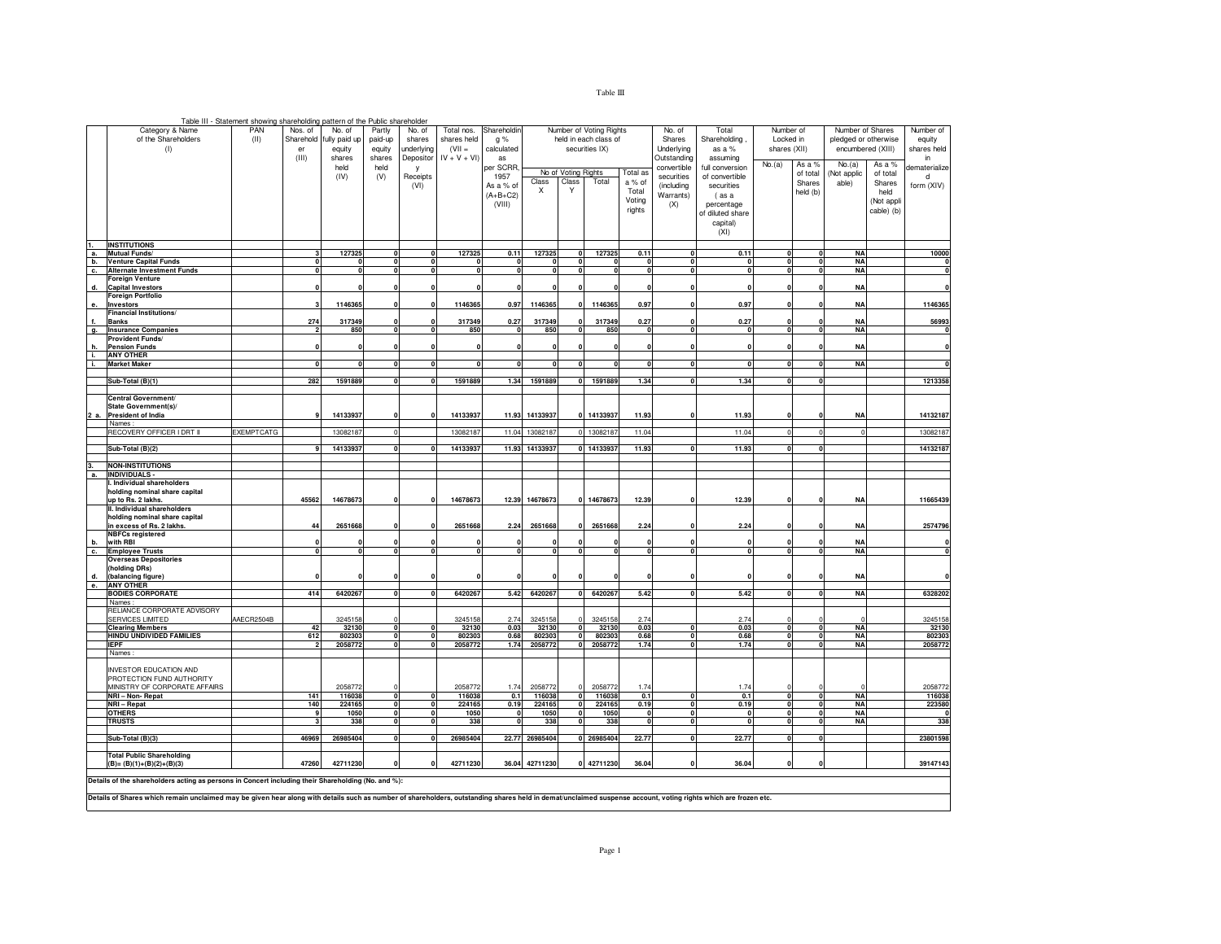# Table III

Table III - Statement showing shareholding pattern of the Public shareholder

| | Category & Name of the Shareholders (I) | PAN (II) | Nos. of Shareholder (III) | No. of fully paid up equity shares held (IV) | Partly paid-up equity shares held (V) | No. of shares underlying Depository Receipts (VI) | Total nos. shares held (VII = IV + V + VI) | Shareholding % calculated as per SCRR, 1957 As a % of (A+B+C2) (VIII) | Number of Voting Rights held in each class of securities IX) | | | | No. of Shares Underlying Outstanding convertible securities (including Warrants) (X) | Total Shareholding , as a % assuming full conversion of convertible securities ( as a percentage of diluted share capital) (XI) | Number of Locked in shares (XII) | | Number of Shares pledged or otherwise encumbered (XIII) | | Number of equity shares held in dematerialized form (XIV) |
|---|---|---|---|---|---|---|---|---|---|---|---|---|---|---|---|---|---|---|---|
| | | | | | | | | | No of Voting Rights | | | Total as a % of Total Voting rights | | | No.(a) | As a % of total Shares held (b) | No.(a) (Not applicable) | As a % of total Shares held (Not applicable) (b) | |
| | | | | | | | | | Class X | Class Y | Total | | | | | | | | |
| 1. | INSTITUTIONS | | | | | | | | | | | | | | | | | | |
| a. | Mutual Funds/ | | 3 | 127325 | 0 | 0 | 127325 | 0.11 | 127325 | 0 | 127325 | 0.11 | 0 | 0.11 | 0 | 0 | NA | | 10000 |
| b. | Venture Capital Funds | | 0 | 0 | 0 | 0 | 0 | 0 | 0 | 0 | 0 | 0 | 0 | 0 | 0 | 0 | NA | | 0 |
| c. | Alternate Investment Funds | | 0 | 0 | 0 | 0 | 0 | 0 | 0 | 0 | 0 | 0 | 0 | 0 | 0 | 0 | NA | | 0 |
| d. | Foreign Venture Capital Investors | | 0 | 0 | 0 | 0 | 0 | 0 | 0 | 0 | 0 | 0 | 0 | 0 | 0 | 0 | NA | | 0 |
| e. | Foreign Portfolio Investors | | 3 | 1146365 | 0 | 0 | 1146365 | 0.97 | 1146365 | 0 | 1146365 | 0.97 | 0 | 0.97 | 0 | 0 | NA | | 1146365 |
| f. | Financial Institutions/ Banks | | 274 | 317349 | 0 | 0 | 317349 | 0.27 | 317349 | 0 | 317349 | 0.27 | 0 | 0.27 | 0 | 0 | NA | | 56993 |
| g. | Insurance Companies | | 2 | 850 | 0 | 0 | 850 | 0 | 850 | 0 | 850 | 0 | 0 | 0 | 0 | 0 | NA | | 0 |
| h. | Provident Funds/ Pension Funds | | 0 | 0 | 0 | 0 | 0 | 0 | 0 | 0 | 0 | 0 | 0 | 0 | 0 | 0 | NA | | 0 |
| i. | ANY OTHER | | | | | | | | | | | | | | | | | | |
| i. | Market Maker | | 0 | 0 | 0 | 0 | 0 | 0 | 0 | 0 | 0 | 0 | 0 | 0 | 0 | 0 | NA | | 0 |
| | Sub-Total (B)(1) | | 282 | 1591889 | 0 | 0 | 1591889 | 1.34 | 1591889 | 0 | 1591889 | 1.34 | 0 | 1.34 | 0 | 0 | | | 1213358 |
| 2 a. | Central Government/ State Government(s)/ President of India | | 9 | 14133937 | 0 | 0 | 14133937 | 11.93 | 14133937 | 0 | 14133937 | 11.93 | 0 | 11.93 | 0 | 0 | NA | | 14132187 |
| | Names : | | | | | | | | | | | | | | | | | | |
| | RECOVERY OFFICER I DRT II | EXEMPTCATG | | 13082187 | 0 | | 13082187 | 11.04 | 13082187 | 0 | 13082187 | 11.04 | | 11.04 | 0 | 0 | 0 | | 13082187 |
| | Sub-Total (B)(2) | | 9 | 14133937 | 0 | 0 | 14133937 | 11.93 | 14133937 | 0 | 14133937 | 11.93 | 0 | 11.93 | 0 | 0 | | | 14132187 |
| 3. | NON-INSTITUTIONS | | | | | | | | | | | | | | | | | | |
| a. | INDIVIDUALS - | | | | | | | | | | | | | | | | | | |
| | I. Individual shareholders holding nominal share capital up to Rs. 2 lakhs. | | 45562 | 14678673 | 0 | 0 | 14678673 | 12.39 | 14678673 | 0 | 14678673 | 12.39 | 0 | 12.39 | 0 | 0 | NA | | 11665439 |
| | II. Individual shareholders holding nominal share capital in excess of Rs. 2 lakhs. | | 44 | 2651668 | 0 | 0 | 2651668 | 2.24 | 2651668 | 0 | 2651668 | 2.24 | 0 | 2.24 | 0 | 0 | NA | | 2574796 |
| b. | NBFCs registered with RBI | | 0 | 0 | 0 | 0 | 0 | 0 | 0 | 0 | 0 | 0 | 0 | 0 | 0 | 0 | NA | | 0 |
| c. | Employee Trusts | | 0 | 0 | 0 | 0 | 0 | 0 | 0 | 0 | 0 | 0 | 0 | 0 | 0 | 0 | NA | | 0 |
| d. | Overseas Depositories (holding DRs) (balancing figure) | | 0 | 0 | 0 | 0 | 0 | 0 | 0 | 0 | 0 | 0 | 0 | 0 | 0 | 0 | NA | | 0 |
| e. | ANY OTHER | | | | | | | | | | | | | | | | | | |
| | BODIES CORPORATE | | 414 | 6420267 | 0 | 0 | 6420267 | 5.42 | 6420267 | 0 | 6420267 | 5.42 | 0 | 5.42 | 0 | 0 | NA | | 6328202 |
| | Names : | | | | | | | | | | | | | | | | | | |
| | RELIANCE CORPORATE ADVISORY SERVICES LIMITED | AAECR2504B | | 3245158 | 0 | | 3245158 | 2.74 | 3245158 | 0 | 3245158 | 2.74 | | 2.74 | 0 | 0 | 0 | | 3245158 |
| | Clearing Members | | 42 | 32130 | 0 | 0 | 32130 | 0.03 | 32130 | 0 | 32130 | 0.03 | 0 | 0.03 | 0 | 0 | NA | | 32130 |
| | HINDU UNDIVIDED FAMILIES | | 612 | 802303 | 0 | 0 | 802303 | 0.68 | 802303 | 0 | 802303 | 0.68 | 0 | 0.68 | 0 | 0 | NA | | 802303 |
| | IEPF | | 2 | 2058772 | 0 | 0 | 2058772 | 1.74 | 2058772 | 0 | 2058772 | 1.74 | 0 | 1.74 | 0 | 0 | NA | | 2058772 |
| | Names : | | | | | | | | | | | | | | | | | | |
| | INVESTOR EDUCATION AND PROTECTION FUND AUTHORITY MINISTRY OF CORPORATE AFFAIRS | | | 2058772 | 0 | | 2058772 | 1.74 | 2058772 | 0 | 2058772 | 1.74 | | 1.74 | 0 | 0 | 0 | | 2058772 |
| | NRI – Non- Repat | | 141 | 116038 | 0 | 0 | 116038 | 0.1 | 116038 | 0 | 116038 | 0.1 | 0 | 0.1 | 0 | 0 | NA | | 116038 |
| | NRI – Repat | | 140 | 224165 | 0 | 0 | 224165 | 0.19 | 224165 | 0 | 224165 | 0.19 | 0 | 0.19 | 0 | 0 | NA | | 223580 |
| | OTHERS | | 9 | 1050 | 0 | 0 | 1050 | 0 | 1050 | 0 | 1050 | 0 | 0 | 0 | 0 | 0 | NA | | 0 |
| | TRUSTS | | 3 | 338 | 0 | 0 | 338 | 0 | 338 | 0 | 338 | 0 | 0 | 0 | 0 | 0 | NA | | 338 |
| | Sub-Total (B)(3) | | 46969 | 26985404 | 0 | 0 | 26985404 | 22.77 | 26985404 | 0 | 26985404 | 22.77 | 0 | 22.77 | 0 | 0 | | | 23801598 |
| | Total Public Shareholding (B)= (B)(1)+(B)(2)+(B)(3) | | 47260 | 42711230 | 0 | 0 | 42711230 | 36.04 | 42711230 | 0 | 42711230 | 36.04 | 0 | 36.04 | 0 | 0 | | | 39147143 |

Details of the shareholders acting as persons in Concert including their Shareholding (No. and %):

Details of Shares which remain unclaimed may be given hear along with details such as number of shareholders, outstanding shares held in demat/unclaimed suspense account, voting rights which are frozen etc.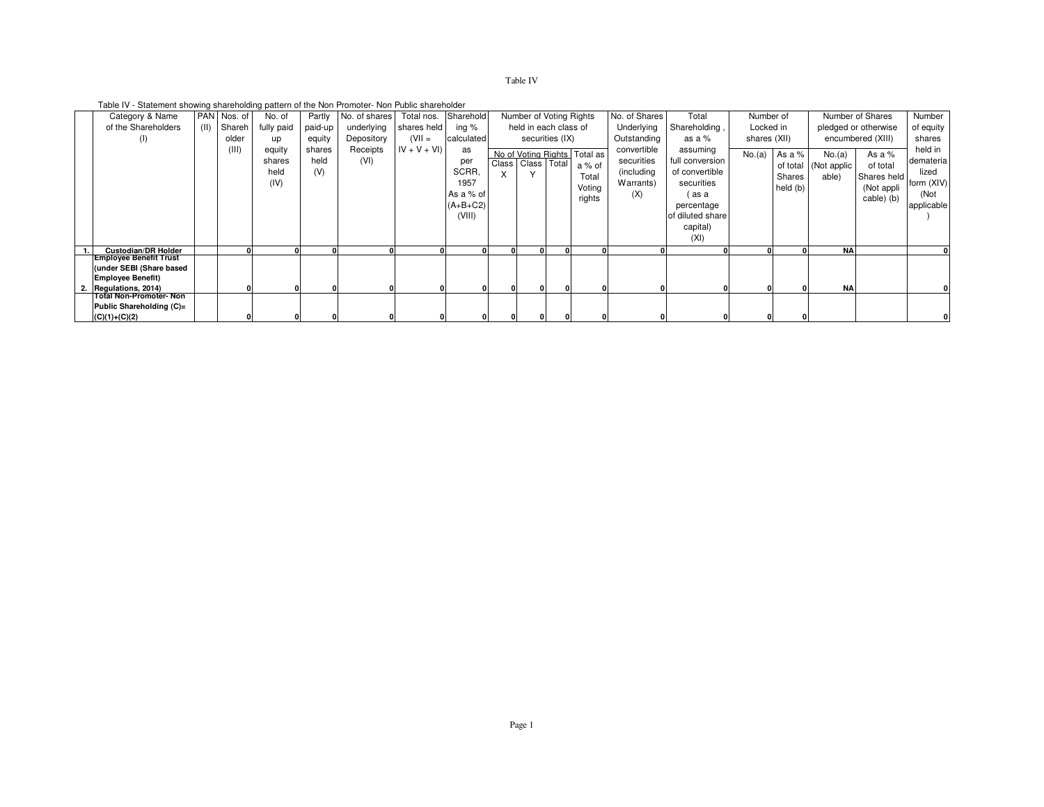Table IV

Table IV - Statement showing shareholding pattern of the Non Promoter- Non Public shareholder

| | Category & Name of the Shareholders (I) | PAN (II) | Nos. of Shareholder (III) | No. of fully paid up equity shares held (IV) | Partly paid-up equity shares held (V) | No. of shares underlying Depository Receipts (VI) | Total nos. shares held (VII = IV + V + VI) | Shareholding % calculated as per SCRR, 1957 As a % of (A+B+C2) (VIII) | Number of Voting Rights held in each class of securities (IX) | | | | No. of Shares Underlying Outstanding convertible securities (including Warrants) (X) | Total Shareholding , as a % assuming full conversion of convertible securities ( as a percentage of diluted share capital) (XI) | Number of Locked in shares (XII) | | Number of Shares pledged or otherwise encumbered (XIII) | | Number of equity shares held in dematerialized form (XIV) (Not applicable ) |
|---|---|---|---|---|---|---|---|---|---|---|---|---|---|---|---|---|---|---|---|
| | | | | | | | | | No of Voting Rights | | | Total as a % of Total Voting rights | | | No.(a) | As a % of total Shares held (b) | No.(a) (Not applicable) | As a % of total Shares held (Not applicable) (b) | |
| | | | | | | | | | Class X | Class Y | Total | | | | | | | | |
| 1. | **Custodian/DR Holder** | | 0 | 0 | 0 | 0 | 0 | 0 | 0 | 0 | 0 | 0 | 0 | 0 | 0 | 0 | NA | | 0 |
| 2. | **Employee Benefit Trust (under SEBI (Share based Employee Benefit) Regulations, 2014)** | | 0 | 0 | 0 | 0 | 0 | 0 | 0 | 0 | 0 | 0 | 0 | 0 | 0 | 0 | NA | | 0 |
| | **Total Non-Promoter- Non Public Shareholding (C)= (C)(1)+(C)(2)** | | 0 | 0 | 0 | 0 | 0 | 0 | 0 | 0 | 0 | 0 | 0 | 0 | 0 | 0 | | | 0 |